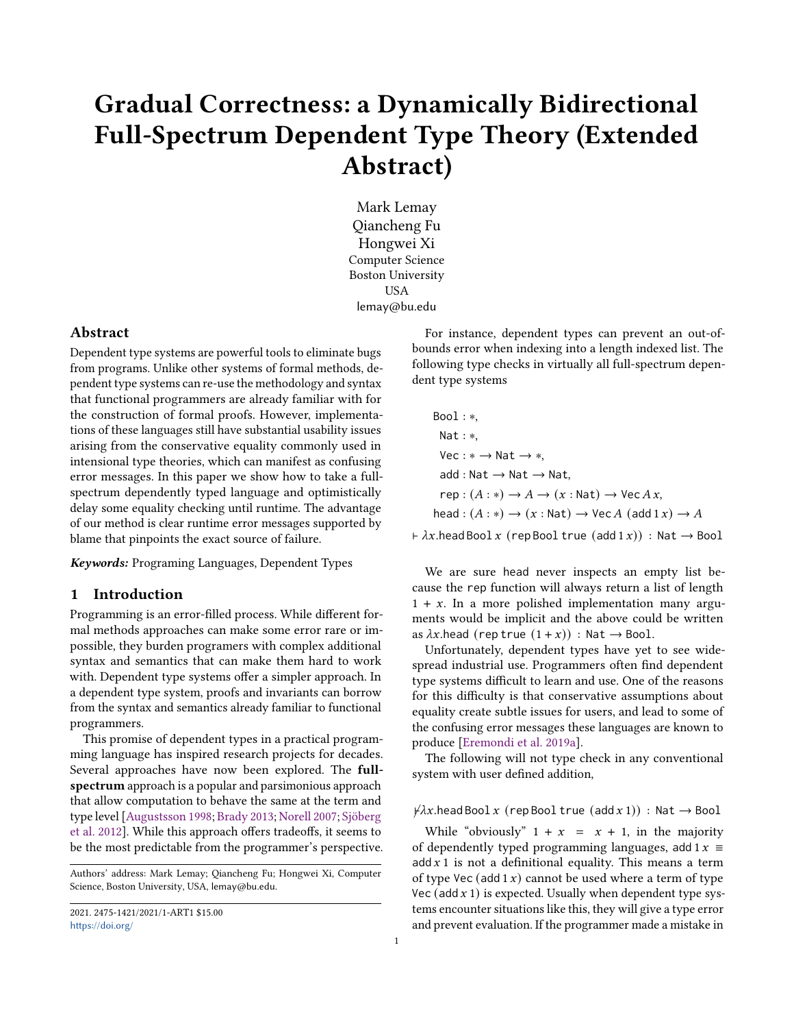# Gradual Correctness: a Dynamically Bidirectional Full-Spectrum Dependent Type Theory (Extended Abstract)

Mark Lemay
Qiancheng Fu
Hongwei Xi
Computer Science
Boston University
USA
lemay@bu.edu

## Abstract

Dependent type systems are powerful tools to eliminate bugs from programs. Unlike other systems of formal methods, dependent type systems can re-use the methodology and syntax that functional programmers are already familiar with for the construction of formal proofs. However, implementations of these languages still have substantial usability issues arising from the conservative equality commonly used in intensional type theories, which can manifest as confusing error messages. In this paper we show how to take a full-spectrum dependently typed language and optimistically delay some equality checking until runtime. The advantage of our method is clear runtime error messages supported by blame that pinpoints the exact source of failure.

***Keywords:*** Programing Languages, Dependent Types

## 1 Introduction

Programming is an error-filled process. While different formal methods approaches can make some error rare or impossible, they burden programers with complex additional syntax and semantics that can make them hard to work with. Dependent type systems offer a simpler approach. In a dependent type system, proofs and invariants can borrow from the syntax and semantics already familiar to functional programmers.

This promise of dependent types in a practical programming language has inspired research projects for decades. Several approaches have now been explored. The **full-spectrum** approach is a popular and parsimonious approach that allow computation to behave the same at the term and type level [Augustsson 1998; Brady 2013; Norell 2007; Sjöberg et al. 2012]. While this approach offers tradeoffs, it seems to be the most predictable from the programmer's perspective.

Authors' address: Mark Lemay; Qiancheng Fu; Hongwei Xi, Computer Science, Boston University, USA, lemay@bu.edu.

2021. 2475-1421/2021/1-ART1 $15.00
https://doi.org/

For instance, dependent types can prevent an out-of-bounds error when indexing into a length indexed list. The following type checks in virtually all full-spectrum dependent type systems

$$
\begin{aligned}
\mathtt{Bool} &: *,\\
\mathtt{Nat} &: *,\\
\mathtt{Vec} &: * \to \mathtt{Nat} \to *,\\
\mathtt{add} &: \mathtt{Nat} \to \mathtt{Nat} \to \mathtt{Nat},\\
\mathtt{rep} &: (A : *) \to A \to (x : \mathtt{Nat}) \to \mathtt{Vec}\, A\, x,\\
\mathtt{head} &: (A : *) \to (x : \mathtt{Nat}) \to \mathtt{Vec}\, A\ (\mathtt{add}\, 1\, x) \to A
\end{aligned}
$$

$$\vdash \lambda x.\mathtt{head}\,\mathtt{Bool}\, x\ (\mathtt{rep}\,\mathtt{Bool}\,\mathtt{true}\ (\mathtt{add}\, 1\, x)) : \mathtt{Nat} \to \mathtt{Bool}$$

We are sure head never inspects an empty list because the rep function will always return a list of length $1 + x$. In a more polished implementation many arguments would be implicit and the above could be written as $\lambda x.\mathtt{head}\ (\mathtt{rep}\ \mathtt{true}\ (1 + x)) : \mathtt{Nat} \to \mathtt{Bool}$.

Unfortunately, dependent types have yet to see widespread industrial use. Programmers often find dependent type systems difficult to learn and use. One of the reasons for this difficulty is that conservative assumptions about equality create subtle issues for users, and lead to some of the confusing error messages these languages are known to produce [Eremondi et al. 2019a].

The following will not type check in any conventional system with user defined addition,

$$\nvdash \lambda x.\mathtt{head}\,\mathtt{Bool}\, x\ (\mathtt{rep}\,\mathtt{Bool}\,\mathtt{true}\ (\mathtt{add}\, x\, 1)) : \mathtt{Nat} \to \mathtt{Bool}$$

While "obviously" $1 + x = x + 1$, in the majority of dependently typed programming languages, $\mathtt{add}\, 1\, x \equiv \mathtt{add}\, x\, 1$ is not a definitional equality. This means a term of type $\mathtt{Vec}\,(\mathtt{add}\, 1\, x)$ cannot be used where a term of type $\mathtt{Vec}\,(\mathtt{add}\, x\, 1)$ is expected. Usually when dependent type systems encounter situations like this, they will give a type error and prevent evaluation. If the programmer made a mistake in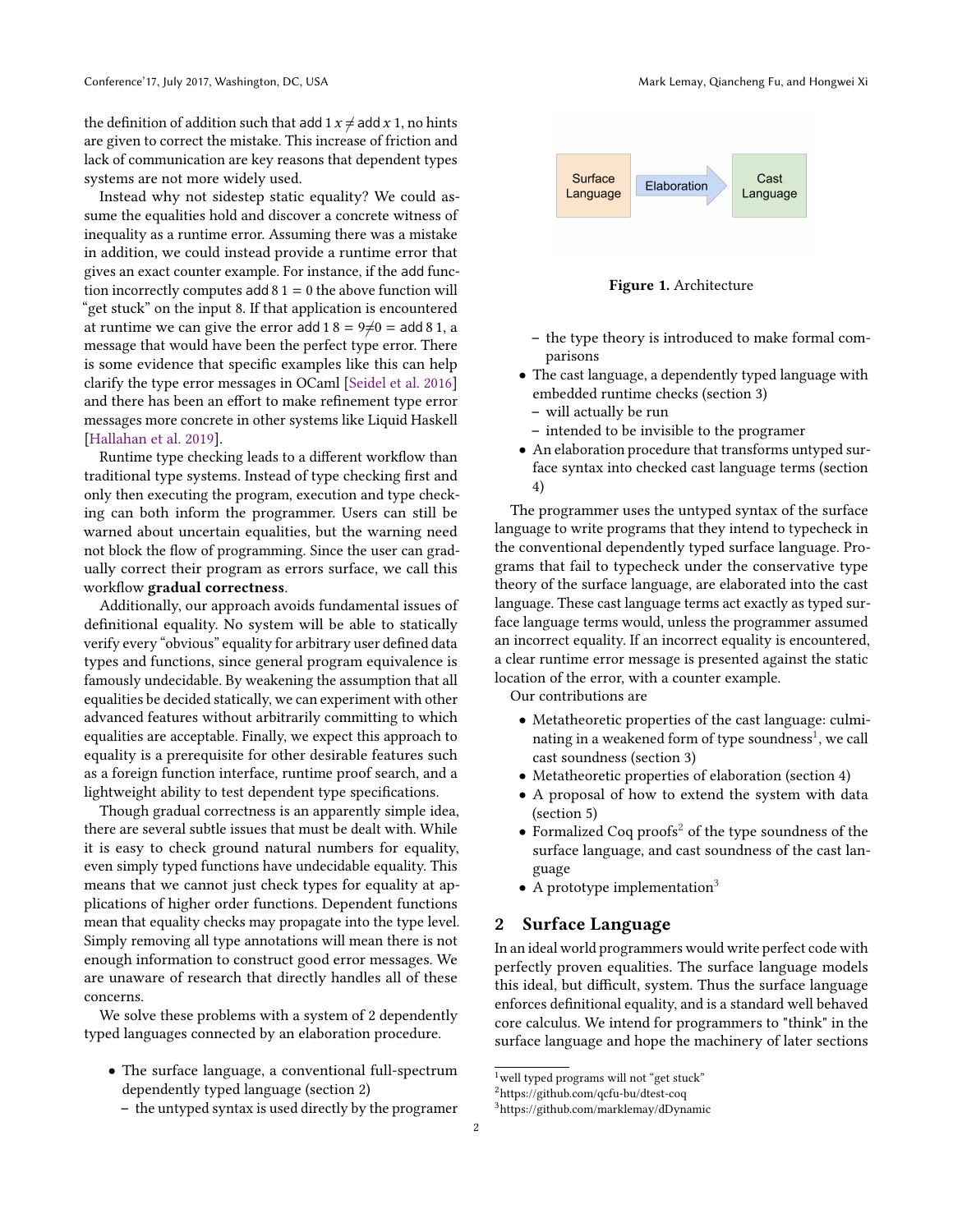the definition of addition such that add 1 $x \neq$ add $x$ 1, no hints are given to correct the mistake. This increase of friction and lack of communication are key reasons that dependent types systems are not more widely used.

Instead why not sidestep static equality? We could assume the equalities hold and discover a concrete witness of inequality as a runtime error. Assuming there was a mistake in addition, we could instead provide a runtime error that gives an exact counter example. For instance, if the add function incorrectly computes add 8 1 = 0 the above function will "get stuck" on the input 8. If that application is encountered at runtime we can give the error add 1 8 = 9≠0 = add 8 1, a message that would have been the perfect type error. There is some evidence that specific examples like this can help clarify the type error messages in OCaml [Seidel et al. 2016] and there has been an effort to make refinement type error messages more concrete in other systems like Liquid Haskell [Hallahan et al. 2019].

Runtime type checking leads to a different workflow than traditional type systems. Instead of type checking first and only then executing the program, execution and type checking can both inform the programmer. Users can still be warned about uncertain equalities, but the warning need not block the flow of programming. Since the user can gradually correct their program as errors surface, we call this workflow **gradual correctness**.

Additionally, our approach avoids fundamental issues of definitional equality. No system will be able to statically verify every "obvious" equality for arbitrary user defined data types and functions, since general program equivalence is famously undecidable. By weakening the assumption that all equalities be decided statically, we can experiment with other advanced features without arbitrarily committing to which equalities are acceptable. Finally, we expect this approach to equality is a prerequisite for other desirable features such as a foreign function interface, runtime proof search, and a lightweight ability to test dependent type specifications.

Though gradual correctness is an apparently simple idea, there are several subtle issues that must be dealt with. While it is easy to check ground natural numbers for equality, even simply typed functions have undecidable equality. This means that we cannot just check types for equality at applications of higher order functions. Dependent functions mean that equality checks may propagate into the type level. Simply removing all type annotations will mean there is not enough information to construct good error messages. We are unaware of research that directly handles all of these concerns.

We solve these problems with a system of 2 dependently typed languages connected by an elaboration procedure.

- The surface language, a conventional full-spectrum dependently typed language (section 2)
  - the untyped syntax is used directly by the programer
  - the type theory is introduced to make formal comparisons
- The cast language, a dependently typed language with embedded runtime checks (section 3)
  - will actually be run
  - intended to be invisible to the programer
- An elaboration procedure that transforms untyped surface syntax into checked cast language terms (section 4)

Surface Language → Elaboration → Cast Language

**Figure 1.** Architecture

The programmer uses the untyped syntax of the surface language to write programs that they intend to typecheck in the conventional dependently typed surface language. Programs that fail to typecheck under the conservative type theory of the surface language, are elaborated into the cast language. These cast language terms act exactly as typed surface language terms would, unless the programmer assumed an incorrect equality. If an incorrect equality is encountered, a clear runtime error message is presented against the static location of the error, with a counter example.

Our contributions are

- Metatheoretic properties of the cast language: culminating in a weakened form of type soundness[1], we call cast soundness (section 3)
- Metatheoretic properties of elaboration (section 4)
- A proposal of how to extend the system with data (section 5)
- Formalized Coq proofs[2] of the type soundness of the surface language, and cast soundness of the cast language
- A prototype implementation[3]

## 2 Surface Language

In an ideal world programmers would write perfect code with perfectly proven equalities. The surface language models this ideal, but difficult, system. Thus the surface language enforces definitional equality, and is a standard well behaved core calculus. We intend for programmers to "think" in the surface language and hope the machinery of later sections

[1] well typed programs will not "get stuck"

[2] https://github.com/qcfu-bu/dtest-coq

[3] https://github.com/marklemay/dDynamic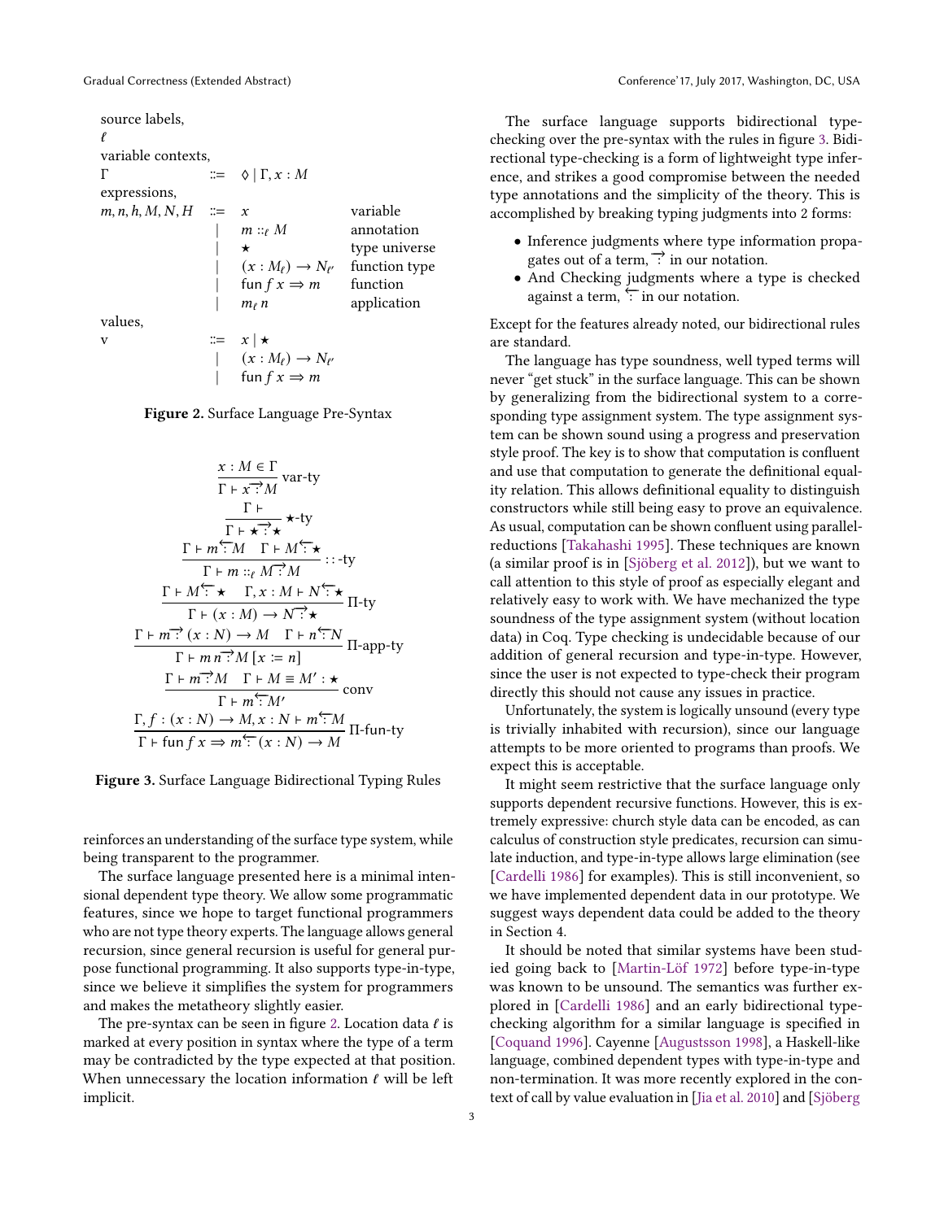source labels,

$\ell$

variable contexts,

$$\Gamma \quad ::= \quad \Diamond \mid \Gamma, x : M$$

expressions,

$$
\begin{array}{llll}
m, n, h, M, N, H & ::= & x & \text{variable} \\
& | & m ::_\ell M & \text{annotation} \\
& | & \star & \text{type universe} \\
& | & (x : M_\ell) \to N_{\ell'} & \text{function type} \\
& | & \mathsf{fun}\, f\, x \Rightarrow m & \text{function} \\
& | & m_\ell\, n & \text{application}
\end{array}
$$

values,

$$
\begin{array}{lll}
\mathrm{v} & ::= & x \mid \star \\
& | & (x : M_\ell) \to N_{\ell'} \\
& | & \mathsf{fun}\, f\, x \Rightarrow m
\end{array}
$$

**Figure 2.** Surface Language Pre-Syntax

$$\frac{x : M \in \Gamma}{\Gamma \vdash x \overrightarrow{:} M}\ \text{var-ty}$$

$$\frac{\Gamma \vdash}{\Gamma \vdash \star \overrightarrow{:} \star}\ \star\text{-ty}$$

$$\frac{\Gamma \vdash m \overleftarrow{:} M \quad \Gamma \vdash M \overleftarrow{:} \star}{\Gamma \vdash m ::_\ell M \overrightarrow{:} M}\ ::\text{-ty}$$

$$\frac{\Gamma \vdash M \overleftarrow{:} \star \quad \Gamma, x : M \vdash N \overleftarrow{:} \star}{\Gamma \vdash (x : M) \to N \overrightarrow{:} \star}\ \Pi\text{-ty}$$

$$\frac{\Gamma \vdash m \overrightarrow{:} (x : N) \to M \quad \Gamma \vdash n \overleftarrow{:} N}{\Gamma \vdash m\, n \overrightarrow{:} M\, [x := n]}\ \Pi\text{-app-ty}$$

$$\frac{\Gamma \vdash m \overrightarrow{:} M \quad \Gamma \vdash M \equiv M' : \star}{\Gamma \vdash m \overleftarrow{:} M'}\ \text{conv}$$

$$\frac{\Gamma, f : (x : N) \to M, x : N \vdash m \overleftarrow{:} M}{\Gamma \vdash \mathsf{fun}\, f\, x \Rightarrow m \overleftarrow{:} (x : N) \to M}\ \Pi\text{-fun-ty}$$

**Figure 3.** Surface Language Bidirectional Typing Rules

reinforces an understanding of the surface type system, while being transparent to the programmer.

The surface language presented here is a minimal intensional dependent type theory. We allow some programmatic features, since we hope to target functional programmers who are not type theory experts. The language allows general recursion, since general recursion is useful for general purpose functional programming. It also supports type-in-type, since we believe it simplifies the system for programmers and makes the metatheory slightly easier.

The pre-syntax can be seen in figure 2. Location data $\ell$ is marked at every position in syntax where the type of a term may be contradicted by the type expected at that position. When unnecessary the location information $\ell$ will be left implicit.

The surface language supports bidirectional type-checking over the pre-syntax with the rules in figure 3. Bidirectional type-checking is a form of lightweight type inference, and strikes a good compromise between the needed type annotations and the simplicity of the theory. This is accomplished by breaking typing judgments into 2 forms:

- Inference judgments where type information propagates out of a term, $\overrightarrow{:}$ in our notation.
- And Checking judgments where a type is checked against a term, $\overleftarrow{:}$ in our notation.

Except for the features already noted, our bidirectional rules are standard.

The language has type soundness, well typed terms will never "get stuck" in the surface language. This can be shown by generalizing from the bidirectional system to a corresponding type assignment system. The type assignment system can be shown sound using a progress and preservation style proof. The key is to show that computation is confluent and use that computation to generate the definitional equality relation. This allows definitional equality to distinguish constructors while still being easy to prove an equivalence. As usual, computation can be shown confluent using parallel-reductions [Takahashi 1995]. These techniques are known (a similar proof is in [Sjöberg et al. 2012]), but we want to call attention to this style of proof as especially elegant and relatively easy to work with. We have mechanized the type soundness of the type assignment system (without location data) in Coq. Type checking is undecidable because of our addition of general recursion and type-in-type. However, since the user is not expected to type-check their program directly this should not cause any issues in practice.

Unfortunately, the system is logically unsound (every type is trivially inhabited with recursion), since our language attempts to be more oriented to programs than proofs. We expect this is acceptable.

It might seem restrictive that the surface language only supports dependent recursive functions. However, this is extremely expressive: church style data can be encoded, as can calculus of construction style predicates, recursion can simulate induction, and type-in-type allows large elimination (see [Cardelli 1986] for examples). This is still inconvenient, so we have implemented dependent data in our prototype. We suggest ways dependent data could be added to the theory in Section 4.

It should be noted that similar systems have been studied going back to [Martin-Löf 1972] before type-in-type was known to be unsound. The semantics was further explored in [Cardelli 1986] and an early bidirectional type-checking algorithm for a similar language is specified in [Coquand 1996]. Cayenne [Augustsson 1998], a Haskell-like language, combined dependent types with type-in-type and non-termination. It was more recently explored in the context of call by value evaluation in [Jia et al. 2010] and [Sjöberg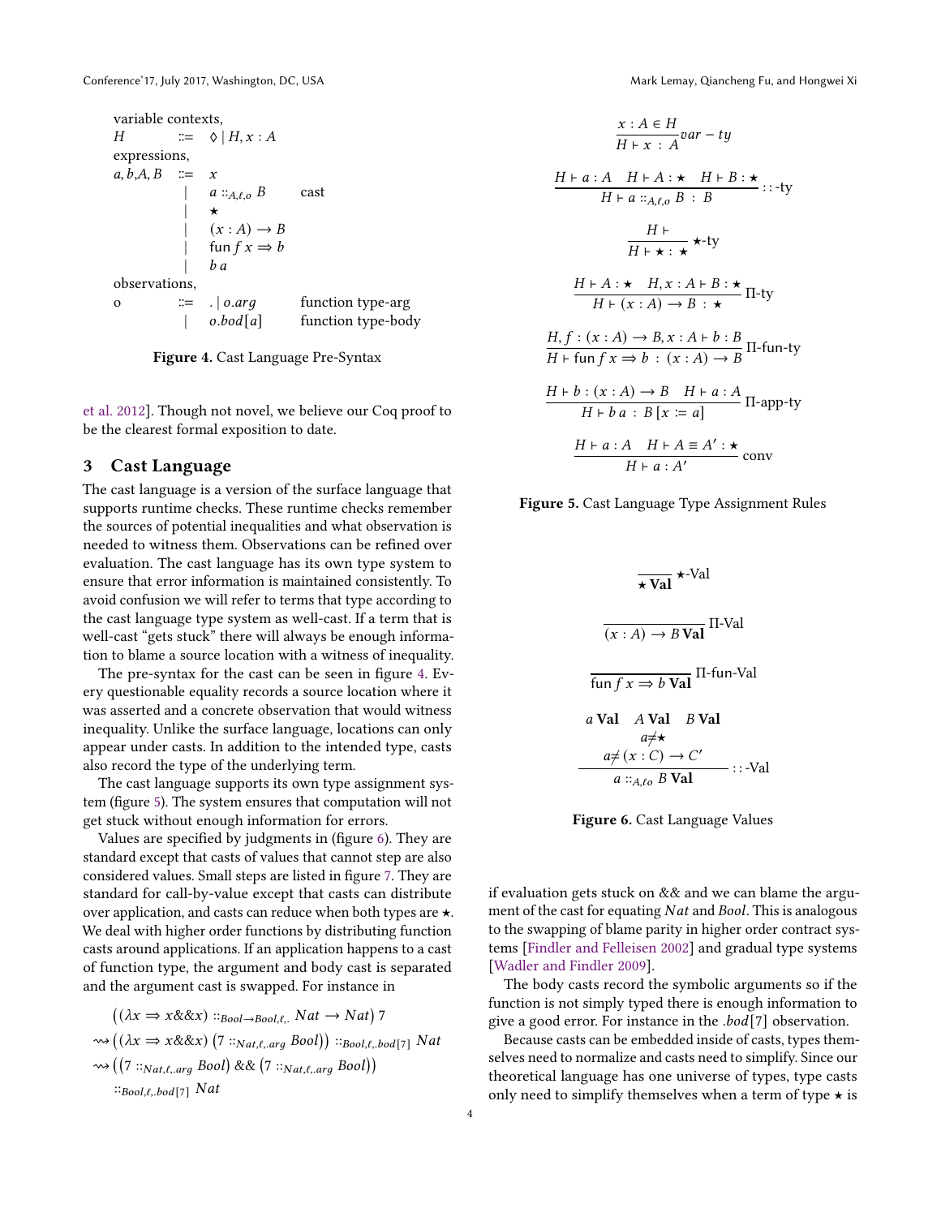variable contexts,

$$
\begin{array}{lcll}
H & ::= & \lozenge \mid H, x : A & \\
\end{array}
$$

expressions,

$$
\begin{array}{lcll}
a, b, A, B & ::= & x & \\
& \mid & a ::_{A,\ell,o} B & \text{cast} \\
& \mid & \star & \\
& \mid & (x : A) \to B & \\
& \mid & \text{fun } f\ x \Rightarrow b & \\
& \mid & b\ a &
\end{array}
$$

observations,

$$
\begin{array}{lcll}
o & ::= & . \mid o.arg & \text{function type-arg} \\
& \mid & o.bod[a] & \text{function type-body}
\end{array}
$$

**Figure 4.** Cast Language Pre-Syntax

et al. 2012]. Though not novel, we believe our Coq proof to be the clearest formal exposition to date.

## 3 Cast Language

The cast language is a version of the surface language that supports runtime checks. These runtime checks remember the sources of potential inequalities and what observation is needed to witness them. Observations can be refined over evaluation. The cast language has its own type system to ensure that error information is maintained consistently. To avoid confusion we will refer to terms that type according to the cast language type system as well-cast. If a term that is well-cast "gets stuck" there will always be enough information to blame a source location with a witness of inequality.

The pre-syntax for the cast can be seen in figure 4. Every questionable equality records a source location where it was asserted and a concrete observation that would witness inequality. Unlike the surface language, locations can only appear under casts. In addition to the intended type, casts also record the type of the underlying term.

The cast language supports its own type assignment system (figure 5). The system ensures that computation will not get stuck without enough information for errors.

Values are specified by judgments in (figure 6). They are standard except that casts of values that cannot step are also considered values. Small steps are listed in figure 7. They are standard for call-by-value except that casts can distribute over application, and casts can reduce when both types are $\star$. We deal with higher order functions by distributing function casts around applications. If an application happens to a cast of function type, the argument and body cast is separated and the argument cast is swapped. For instance in

$$
\begin{aligned}
&\left((\lambda x \Rightarrow x \&\& x) ::_{Bool \to Bool, \ell, .} Nat \to Nat\right) 7 \\
\rightsquigarrow\ &\left((\lambda x \Rightarrow x \&\& x)\left(7 ::_{Nat,\ell,.arg} Bool\right)\right) ::_{Bool,\ell,.bod[7]} Nat \\
\rightsquigarrow\ &\left(\left(7 ::_{Nat,\ell,.arg} Bool\right) \&\& \left(7 ::_{Nat,\ell,.arg} Bool\right)\right) \\
&\quad ::_{Bool,\ell,.bod[7]} Nat
\end{aligned}
$$

$$
\frac{x : A \in H}{H \vdash x\ :\ A}\ var-ty
$$

$$
\frac{H \vdash a : A \quad H \vdash A : \star \quad H \vdash B : \star}{H \vdash a ::_{A,\ell,o} B\ :\ B}\ ::\text{-ty}
$$

$$
\frac{H \vdash}{H \vdash \star : \star}\ \star\text{-ty}
$$

$$
\frac{H \vdash A : \star \quad H, x : A \vdash B : \star}{H \vdash (x : A) \to B\ :\ \star}\ \Pi\text{-ty}
$$

$$
\frac{H, f : (x : A) \to B, x : A \vdash b : B}{H \vdash \text{fun } f\ x \Rightarrow b\ :\ (x : A) \to B}\ \Pi\text{-fun-ty}
$$

$$
\frac{H \vdash b : (x : A) \to B \quad H \vdash a : A}{H \vdash b\ a\ :\ B\,[x := a]}\ \Pi\text{-app-ty}
$$

$$
\frac{H \vdash a : A \quad H \vdash A \equiv A' : \star}{H \vdash a : A'}\ \text{conv}
$$

**Figure 5.** Cast Language Type Assignment Rules

$$
\frac{}{\star\ \textbf{Val}}\ \star\text{-Val}
$$

$$
\frac{}{(x : A) \to B\ \textbf{Val}}\ \Pi\text{-Val}
$$

$$
\frac{}{\text{fun } f\ x \Rightarrow b\ \textbf{Val}}\ \Pi\text{-fun-Val}
$$

$$
\frac{\begin{array}{c} a\ \textbf{Val} \quad A\ \textbf{Val} \quad B\ \textbf{Val} \\ a \neq \star \\ a \neq (x : C) \to C' \end{array}}{a ::_{A,\ell o} B\ \textbf{Val}}\ ::\text{-Val}
$$

**Figure 6.** Cast Language Values

if evaluation gets stuck on && and we can blame the argument of the cast for equating $Nat$ and $Bool$. This is analogous to the swapping of blame parity in higher order contract systems [Findler and Felleisen 2002] and gradual type systems [Wadler and Findler 2009].

The body casts record the symbolic arguments so if the function is not simply typed there is enough information to give a good error. For instance in the $.bod[7]$ observation.

Because casts can be embedded inside of casts, types themselves need to normalize and casts need to simplify. Since our theoretical language has one universe of types, type casts only need to simplify themselves when a term of type $\star$ is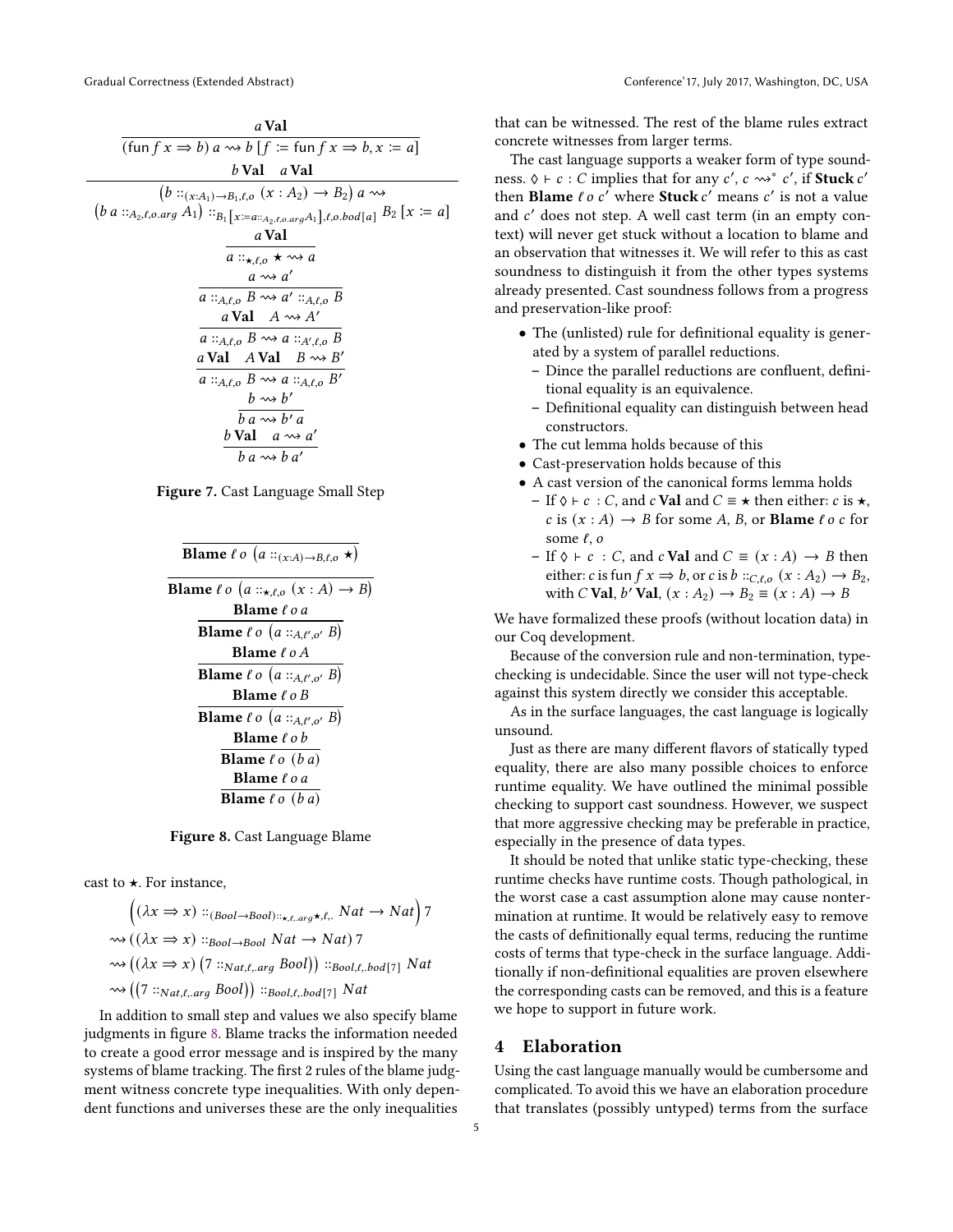$$\frac{a\ \mathbf{Val}}{(\text{fun}\ f\ x \Rightarrow b)\ a \rightsquigarrow b\ [f \coloneqq \text{fun}\ f\ x \Rightarrow b, x \coloneqq a]}$$

$$\frac{b\ \mathbf{Val} \quad a\ \mathbf{Val}}{\begin{array}{c}\left(b ::_{(x:A_1)\to B_1,\ell,o}\ (x : A_2) \to B_2\right) a \rightsquigarrow \\ \left(b\ a ::_{A_2,\ell,o.arg}\ A_1\right) ::_{B_1\left[x:=a::_{A_2,\ell,o.arg}A_1\right],\ell,o.bod[a]}\ B_2\ [x \coloneqq a]\end{array}}$$

$$\frac{a\ \mathbf{Val}}{a ::_{\star,\ell,o}\ \star \rightsquigarrow a}$$

$$\frac{a \rightsquigarrow a'}{a ::_{A,\ell,o}\ B \rightsquigarrow a' ::_{A,\ell,o}\ B}$$

$$\frac{a\ \mathbf{Val} \quad A \rightsquigarrow A'}{a ::_{A,\ell,o}\ B \rightsquigarrow a ::_{A',\ell,o}\ B}$$

$$\frac{a\ \mathbf{Val} \quad A\ \mathbf{Val} \quad B \rightsquigarrow B'}{a ::_{A,\ell,o}\ B \rightsquigarrow a ::_{A,\ell,o}\ B'}$$

$$\frac{b \rightsquigarrow b'}{b\ a \rightsquigarrow b'\ a}$$

$$\frac{b\ \mathbf{Val} \quad a \rightsquigarrow a'}{b\ a \rightsquigarrow b\ a'}$$

**Figure 7.** Cast Language Small Step

$$\frac{}{\mathbf{Blame}\ \ell\ o\ \left(a ::_{(x:A)\to B,\ell,o}\ \star\right)}$$

$$\frac{}{\mathbf{Blame}\ \ell\ o\ \left(a ::_{\star,\ell,o}\ (x : A) \to B\right)}$$

$$\frac{\mathbf{Blame}\ \ell\ o\ a}{\mathbf{Blame}\ \ell\ o\ \left(a ::_{A,\ell',o'}\ B\right)}$$

$$\frac{\mathbf{Blame}\ \ell\ o\ A}{\mathbf{Blame}\ \ell\ o\ \left(a ::_{A,\ell',o'}\ B\right)}$$

$$\frac{\mathbf{Blame}\ \ell\ o\ B}{\mathbf{Blame}\ \ell\ o\ \left(a ::_{A,\ell',o'}\ B\right)}$$

$$\frac{\mathbf{Blame}\ \ell\ o\ b}{\mathbf{Blame}\ \ell\ o\ (b\ a)}$$

$$\frac{\mathbf{Blame}\ \ell\ o\ a}{\mathbf{Blame}\ \ell\ o\ (b\ a)}$$

**Figure 8.** Cast Language Blame

cast to $\star$. For instance,

$$\begin{aligned}
&\left((\lambda x \Rightarrow x) ::_{(Bool\to Bool)::_{\star,\ell,.arg}\star,\ell,.}\ Nat \to Nat\right) 7 \\
&\rightsquigarrow ((\lambda x \Rightarrow x) ::_{Bool\to Bool}\ Nat \to Nat)\ 7 \\
&\rightsquigarrow \left((\lambda x \Rightarrow x)\left(7 ::_{Nat,\ell,.arg}\ Bool\right)\right) ::_{Bool,\ell,.bod[7]}\ Nat \\
&\rightsquigarrow \left(\left(7 ::_{Nat,\ell,.arg}\ Bool\right)\right) ::_{Bool,\ell,.bod[7]}\ Nat
\end{aligned}$$

In addition to small step and values we also specify blame judgments in figure 8. Blame tracks the information needed to create a good error message and is inspired by the many systems of blame tracking. The first 2 rules of the blame judgment witness concrete type inequalities. With only dependent functions and universes these are the only inequalities that can be witnessed. The rest of the blame rules extract concrete witnesses from larger terms.

The cast language supports a weaker form of type soundness. $\lozenge \vdash c : C$ implies that for any $c'$, $c \rightsquigarrow^* c'$, if $\mathbf{Stuck}\, c'$ then $\mathbf{Blame}\ \ell\ o\ c'$ where $\mathbf{Stuck}\, c'$ means $c'$ is not a value and $c'$ does not step. A well cast term (in an empty context) will never get stuck without a location to blame and an observation that witnesses it. We will refer to this as cast soundness to distinguish it from the other types systems already presented. Cast soundness follows from a progress and preservation-like proof:

- The (unlisted) rule for definitional equality is generated by a system of parallel reductions.
  - Dince the parallel reductions are confluent, definitional equality is an equivalence.
  - Definitional equality can distinguish between head constructors.
- The cut lemma holds because of this
- Cast-preservation holds because of this
- A cast version of the canonical forms lemma holds
  - If $\lozenge \vdash c\ : C$, and $c$ **Val** and $C \equiv \star$ then either: $c$ is $\star$, $c$ is $(x : A) \to B$ for some $A$, $B$, or $\mathbf{Blame}\ \ell\ o\ c$ for some $\ell$, $o$
  - If $\lozenge \vdash c\ : C$, and $c$ **Val** and $C \equiv (x : A) \to B$ then either: $c$ is fun $f\ x \Rightarrow b$, or $c$ is $b ::_{C,\ell,o}\ (x : A_2) \to B_2$, with $C$ **Val**, $b'$ **Val**, $(x : A_2) \to B_2 \equiv (x : A) \to B$

We have formalized these proofs (without location data) in our Coq development.

Because of the conversion rule and non-termination, type-checking is undecidable. Since the user will not type-check against this system directly we consider this acceptable.

As in the surface languages, the cast language is logically unsound.

Just as there are many different flavors of statically typed equality, there are also many possible choices to enforce runtime equality. We have outlined the minimal possible checking to support cast soundness. However, we suspect that more aggressive checking may be preferable in practice, especially in the presence of data types.

It should be noted that unlike static type-checking, these runtime checks have runtime costs. Though pathological, in the worst case a cast assumption alone may cause nontermination at runtime. It would be relatively easy to remove the casts of definitionally equal terms, reducing the runtime costs of terms that type-check in the surface language. Additionally if non-definitional equalities are proven elsewhere the corresponding casts can be removed, and this is a feature we hope to support in future work.

## 4 Elaboration

Using the cast language manually would be cumbersome and complicated. To avoid this we have an elaboration procedure that translates (possibly untyped) terms from the surface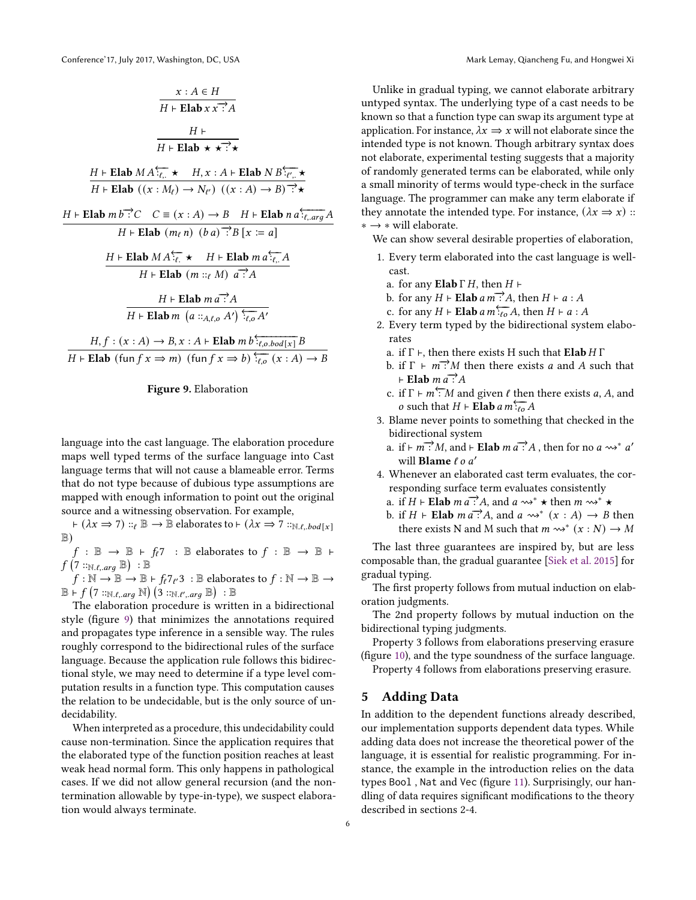$$\frac{x : A \in H}{H \vdash \textbf{Elab}\ x\ x \overrightarrow{:} A}$$

$$\frac{H \vdash}{H \vdash \textbf{Elab}\ \star\ \star \overrightarrow{:} \star}$$

$$\frac{H \vdash \textbf{Elab}\ M\ A \overleftarrow{:_{\ell,.}} \star \quad H, x : A \vdash \textbf{Elab}\ N\ B \overleftarrow{:_{\ell',.}} \star}{H \vdash \textbf{Elab}\ ((x : M_\ell) \to N_{\ell'})\ ((x : A) \to B) \overrightarrow{:} \star}$$

$$\frac{H \vdash \textbf{Elab}\ m\ b \overrightarrow{:} C \quad C \equiv (x : A) \to B \quad H \vdash \textbf{Elab}\ n\ a \overleftarrow{:_{\ell,.arg}} A}{H \vdash \textbf{Elab}\ (m_\ell\ n)\ (b\ a) \overrightarrow{:} B\,[x := a]}$$

$$\frac{H \vdash \textbf{Elab}\ M\ A \overleftarrow{:_{\ell,.}} \star \quad H \vdash \textbf{Elab}\ m\ a \overleftarrow{:_{\ell,.}} A}{H \vdash \textbf{Elab}\ (m ::_\ell M)\ a \overrightarrow{:} A}$$

$$\frac{H \vdash \textbf{Elab}\ m\ a \overrightarrow{:} A}{H \vdash \textbf{Elab}\ m\ \left(a ::_{A,\ell,o} A'\right) \overleftarrow{:_{\ell,o}} A'}$$

$$\frac{H, f : (x : A) \to B, x : A \vdash \textbf{Elab}\ m\ b \overleftarrow{:_{\ell,o.bod[x]}} B}{H \vdash \textbf{Elab}\ (\mathsf{fun}\ f\ x \Rightarrow m)\ (\mathsf{fun}\ f\ x \Rightarrow b) \overleftarrow{:_{\ell,o}} (x : A) \to B}$$

**Figure 9.** Elaboration

language into the cast language. The elaboration procedure maps well typed terms of the surface language into Cast language terms that will not cause a blameable error. Terms that do not type because of dubious type assumptions are mapped with enough information to point out the original source and a witnessing observation. For example,

$\vdash (\lambda x \Rightarrow 7) ::_\ell \mathbb{B} \to \mathbb{B}$ elaborates to $\vdash (\lambda x \Rightarrow 7 ::_{\mathbb{N},\ell,.bod[x]} \mathbb{B})$

$f : \mathbb{B} \to \mathbb{B} \vdash f_\ell 7 \ : \mathbb{B}$ elaborates to $f : \mathbb{B} \to \mathbb{B} \vdash f\left(7 ::_{\mathbb{N},\ell,.arg} \mathbb{B}\right) \ : \mathbb{B}$

$f : \mathbb{N} \to \mathbb{B} \to \mathbb{B} \vdash f_\ell 7_{\ell'} 3 \ : \mathbb{B}$ elaborates to $f : \mathbb{N} \to \mathbb{B} \to \mathbb{B} \vdash f\left(7 ::_{\mathbb{N},\ell,.arg} \mathbb{N}\right)\left(3 ::_{\mathbb{N},\ell',.arg} \mathbb{B}\right) \ : \mathbb{B}$

The elaboration procedure is written in a bidirectional style (figure 9) that minimizes the annotations required and propagates type inference in a sensible way. The rules roughly correspond to the bidirectional rules of the surface language. Because the application rule follows this bidirectional style, we may need to determine if a type level computation results in a function type. This computation causes the relation to be undecidable, but is the only source of undecidability.

When interpreted as a procedure, this undecidability could cause non-termination. Since the application requires that the elaborated type of the function position reaches at least weak head normal form. This only happens in pathological cases. If we did not allow general recursion (and the non-termination allowable by type-in-type), we suspect elaboration would always terminate.

Unlike in gradual typing, we cannot elaborate arbitrary untyped syntax. The underlying type of a cast needs to be known so that a function type can swap its argument type at application. For instance, $\lambda x \Rightarrow x$ will not elaborate since the intended type is not known. Though arbitrary syntax does not elaborate, experimental testing suggests that a majority of randomly generated terms can be elaborated, while only a small minority of terms would type-check in the surface language. The programmer can make any term elaborate if they annotate the intended type. For instance, $(\lambda x \Rightarrow x) :: * \to *$ will elaborate.

We can show several desirable properties of elaboration,

1. Every term elaborated into the cast language is well-cast.
   a. for any **Elab** $\Gamma\ H$, then $H \vdash$
   b. for any $H \vdash$ **Elab** $a\ m \overrightarrow{:} A$, then $H \vdash a : A$
   c. for any $H \vdash$ **Elab** $a\ m \overleftarrow{:_{\ell o}} A$, then $H \vdash a : A$
2. Every term typed by the bidirectional system elaborates
   a. if $\Gamma \vdash$, then there exists H such that **Elab** $H\ \Gamma$
   b. if $\Gamma \vdash m \overrightarrow{:} M$ then there exists $a$ and $A$ such that $\vdash$ **Elab** $m\ a \overrightarrow{:} A$
   c. if $\Gamma \vdash m \overleftarrow{:} M$ and given $\ell$ then there exists $a$, $A$, and $o$ such that $H \vdash$ **Elab** $a\ m \overleftarrow{:_{\ell o}} A$
3. Blame never points to something that checked in the bidirectional system
   a. if $\vdash m \overrightarrow{:} M$, and $\vdash$ **Elab** $m\ a \overrightarrow{:} A$ , then for no $a \rightsquigarrow^* a'$ will **Blame** $\ell\ o\ a'$
4. Whenever an elaborated cast term evaluates, the corresponding surface term evaluates consistently
   a. if $H \vdash$ **Elab** $m\ a \overrightarrow{:} A$, and $a \rightsquigarrow^* \star$ then $m \rightsquigarrow^* \star$
   b. if $H \vdash$ **Elab** $m\ a \overrightarrow{:} A$, and $a \rightsquigarrow^* (x : A) \to B$ then there exists N and M such that $m \rightsquigarrow^* (x : N) \to M$

The last three guarantees are inspired by, but are less composable than, the gradual guarantee [Siek et al. 2015] for gradual typing.

The first property follows from mutual induction on elaboration judgments.

The 2nd property follows by mutual induction on the bidirectional typing judgments.

Property 3 follows from elaborations preserving erasure (figure 10), and the type soundness of the surface language.

Property 4 follows from elaborations preserving erasure.

## 5 Adding Data

In addition to the dependent functions already described, our implementation supports dependent data types. While adding data does not increase the theoretical power of the language, it is essential for realistic programming. For instance, the example in the introduction relies on the data types `Bool` , `Nat` and `Vec` (figure 11). Surprisingly, our handling of data requires significant modifications to the theory described in sections 2-4.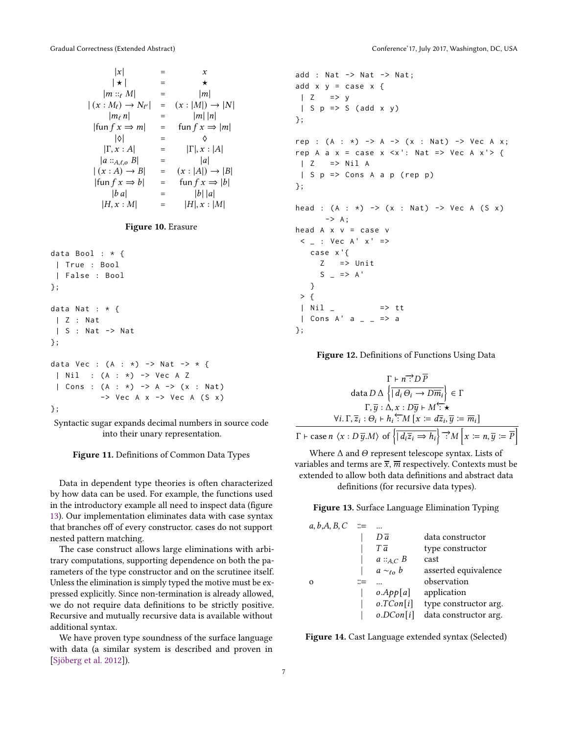$$
\begin{array}{rcl}
|x| & = & x \\
|\star| & = & \star \\
|m ::_{\ell} M| & = & |m| \\
|(x : M_{\ell}) \to N_{\ell'}| & = & (x : |M|) \to |N| \\
|m_{\ell}\, n| & = & |m|\,|n| \\
|\mathsf{fun}\, f\, x \Rightarrow m| & = & \mathsf{fun}\, f\, x \Rightarrow |m| \\
|\Diamond| & = & \Diamond \\
|\Gamma, x : A| & = & |\Gamma|, x : |A| \\
|a ::_{A,\ell,o} B| & = & |a| \\
|(x : A) \to B| & = & (x : |A|) \to |B| \\
|\mathsf{fun}\, f\, x \Rightarrow b| & = & \mathsf{fun}\, f\, x \Rightarrow |b| \\
|b\, a| & = & |b|\,|a| \\
|H, x : M| & = & |H|, x : |M|
\end{array}
$$

**Figure 10.** Erasure

```
data Bool : * {
 | True : Bool
 | False : Bool
};

data Nat : * {
 | Z : Nat
 | S : Nat -> Nat
};

data Vec : (A : *) -> Nat -> * {
 | Nil  : (A : *) -> Vec A Z
 | Cons : (A : *) -> A -> (x : Nat)
          -> Vec A x -> Vec A (S x)
};
```

Syntactic sugar expands decimal numbers in source code into their unary representation.

**Figure 11.** Definitions of Common Data Types

Data in dependent type theories is often characterized by how data can be used. For example, the functions used in the introductory example all need to inspect data (figure 13). Our implementation eliminates data with case syntax that branches off of every constructor. cases do not support nested pattern matching.

The case construct allows large eliminations with arbitrary computations, supporting dependence on both the parameters of the type constructor and on the scrutinee itself. Unless the elimination is simply typed the motive must be expressed explicitly. Since non-termination is already allowed, we do not require data definitions to be strictly positive. Recursive and mutually recursive data is available without additional syntax.

We have proven type soundness of the surface language with data (a similar system is described and proven in [Sjöberg et al. 2012]).

```
add : Nat -> Nat -> Nat;
add x y = case x {
 | Z   => y
 | S p => S (add x y)
};

rep : (A : *) -> A -> (x : Nat) -> Vec A x;
rep A a x = case x <x': Nat => Vec A x'> {
 | Z   => Nil A
 | S p => Cons A a p (rep p)
};

head : (A : *) -> (x : Nat) -> Vec A (S x)
     -> A;
head A x v = case v
 < _ : Vec A' x' =>
   case x'{
     Z   => Unit
     S _ => A'
   }
 > {
 | Nil _           => tt
 | Cons A' a _ _ => a
};
```

**Figure 12.** Definitions of Functions Using Data

$$
\frac{\begin{array}{c}
\Gamma \vdash n \overrightarrow{:} D\,\overline{P} \\
\mathsf{data}\, D\, \Delta\, \left\{ \overline{|\, d_i\, \Theta_i \to D\overline{m_i}} \right\} \in \Gamma \\
\Gamma, \overline{y} : \Delta, x : D\overline{y} \vdash M \overleftarrow{:} \star \\
\forall i.\, \Gamma, \overline{z}_i : \Theta_i \vdash h_i \overleftarrow{:} M\,[x := d\overline{z}_i, \overline{y} := \overline{m}_i]
\end{array}}{\Gamma \vdash \mathsf{case}\, n\, \langle x : D\,\overline{y}.M \rangle\ \mathsf{of}\, \left\{ \overline{|\, d_i \overline{z}_i \Rightarrow h_i} \right\} \overrightarrow{:} M \left[ x := n, \overline{y} := \overline{P} \right]}
$$

Where $\Delta$ and $\Theta$ represent telescope syntax. Lists of variables and terms are $\overline{x}$, $\overline{m}$ respectively. Contexts must be extended to allow both data definitions and abstract data definitions (for recursive data types).

**Figure 13.** Surface Language Elimination Typing

| | | | |
|---|---|---|---|
| $a, b, A, B, C$ | $::=$ | $\ldots$ | |
| | $\mid$ | $D\,\overline{a}$ | data constructor |
| | $\mid$ | $T\,\overline{a}$ | type constructor |
| | $\mid$ | $a ::_{A,C} B$ | cast |
| | $\mid$ | $a \sim_{\ell o} b$ | asserted equivalence |
| o | $::=$ | $\ldots$ | observation |
| | $\mid$ | $o.App[a]$ | application |
| | $\mid$ | $o.TCon[i]$ | type constructor arg. |
| | $\mid$ | $o.DCon[i]$ | data constructor arg. |

**Figure 14.** Cast Language extended syntax (Selected)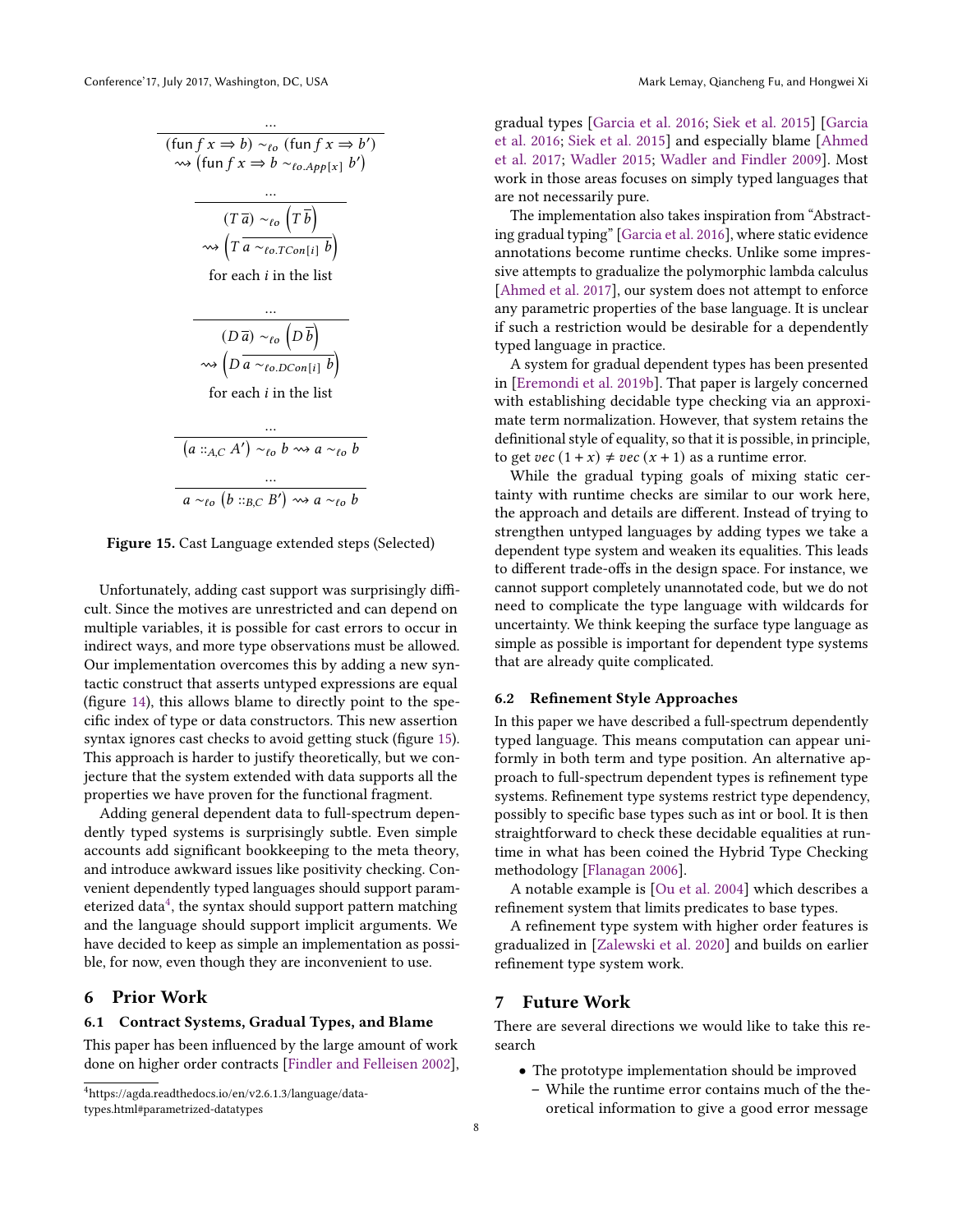$$\frac{\ldots}{\begin{array}{c}(\mathsf{fun}\, f\, x \Rightarrow b) \sim_{\ell o} (\mathsf{fun}\, f\, x \Rightarrow b') \\ \rightsquigarrow \left(\mathsf{fun}\, f\, x \Rightarrow b \sim_{\ell o.App[x]} b'\right)\end{array}}$$

$$\frac{\ldots}{\begin{array}{c}(T\, \overline{a}) \sim_{\ell o} \left(T\, \overline{b}\right) \\ \rightsquigarrow \left(T\, \overline{a \sim_{\ell o.TCon[i]} b}\right) \\ \text{for each } i \text{ in the list}\end{array}}$$

$$\frac{\ldots}{\begin{array}{c}(D\, \overline{a}) \sim_{\ell o} \left(D\, \overline{b}\right) \\ \rightsquigarrow \left(D\, \overline{a \sim_{\ell o.DCon[i]} b}\right) \\ \text{for each } i \text{ in the list}\end{array}}$$

$$\frac{\ldots}{\left(a ::_{A,C} A'\right) \sim_{\ell o} b \rightsquigarrow a \sim_{\ell o} b}$$

$$\frac{\ldots}{a \sim_{\ell o} \left(b ::_{B,C} B'\right) \rightsquigarrow a \sim_{\ell o} b}$$

**Figure 15.** Cast Language extended steps (Selected)

Unfortunately, adding cast support was surprisingly difficult. Since the motives are unrestricted and can depend on multiple variables, it is possible for cast errors to occur in indirect ways, and more type observations must be allowed. Our implementation overcomes this by adding a new syntactic construct that asserts untyped expressions are equal (figure 14), this allows blame to directly point to the specific index of type or data constructors. This new assertion syntax ignores cast checks to avoid getting stuck (figure 15). This approach is harder to justify theoretically, but we conjecture that the system extended with data supports all the properties we have proven for the functional fragment.

Adding general dependent data to full-spectrum dependently typed systems is surprisingly subtle. Even simple accounts add significant bookkeeping to the meta theory, and introduce awkward issues like positivity checking. Convenient dependently typed languages should support parameterized data[4], the syntax should support pattern matching and the language should support implicit arguments. We have decided to keep as simple an implementation as possible, for now, even though they are inconvenient to use.

# 6 Prior Work

## 6.1 Contract Systems, Gradual Types, and Blame

This paper has been influenced by the large amount of work done on higher order contracts [Findler and Felleisen 2002], gradual types [Garcia et al. 2016; Siek et al. 2015] [Garcia et al. 2016; Siek et al. 2015] and especially blame [Ahmed et al. 2017; Wadler 2015; Wadler and Findler 2009]. Most work in those areas focuses on simply typed languages that are not necessarily pure.

The implementation also takes inspiration from "Abstracting gradual typing" [Garcia et al. 2016], where static evidence annotations become runtime checks. Unlike some impressive attempts to gradualize the polymorphic lambda calculus [Ahmed et al. 2017], our system does not attempt to enforce any parametric properties of the base language. It is unclear if such a restriction would be desirable for a dependently typed language in practice.

A system for gradual dependent types has been presented in [Eremondi et al. 2019b]. That paper is largely concerned with establishing decidable type checking via an approximate term normalization. However, that system retains the definitional style of equality, so that it is possible, in principle, to get $vec\ (1 + x) \neq vec\ (x + 1)$ as a runtime error.

While the gradual typing goals of mixing static certainty with runtime checks are similar to our work here, the approach and details are different. Instead of trying to strengthen untyped languages by adding types we take a dependent type system and weaken its equalities. This leads to different trade-offs in the design space. For instance, we cannot support completely unannotated code, but we do not need to complicate the type language with wildcards for uncertainty. We think keeping the surface type language as simple as possible is important for dependent type systems that are already quite complicated.

## 6.2 Refinement Style Approaches

In this paper we have described a full-spectrum dependently typed language. This means computation can appear uniformly in both term and type position. An alternative approach to full-spectrum dependent types is refinement type systems. Refinement type systems restrict type dependency, possibly to specific base types such as int or bool. It is then straightforward to check these decidable equalities at runtime in what has been coined the Hybrid Type Checking methodology [Flanagan 2006].

A notable example is [Ou et al. 2004] which describes a refinement system that limits predicates to base types.

A refinement type system with higher order features is gradualized in [Zalewski et al. 2020] and builds on earlier refinement type system work.

# 7 Future Work

There are several directions we would like to take this research

- The prototype implementation should be improved
  - While the runtime error contains much of the theoretical information to give a good error message

[4] https://agda.readthedocs.io/en/v2.6.1.3/language/data-types.html#parametrized-datatypes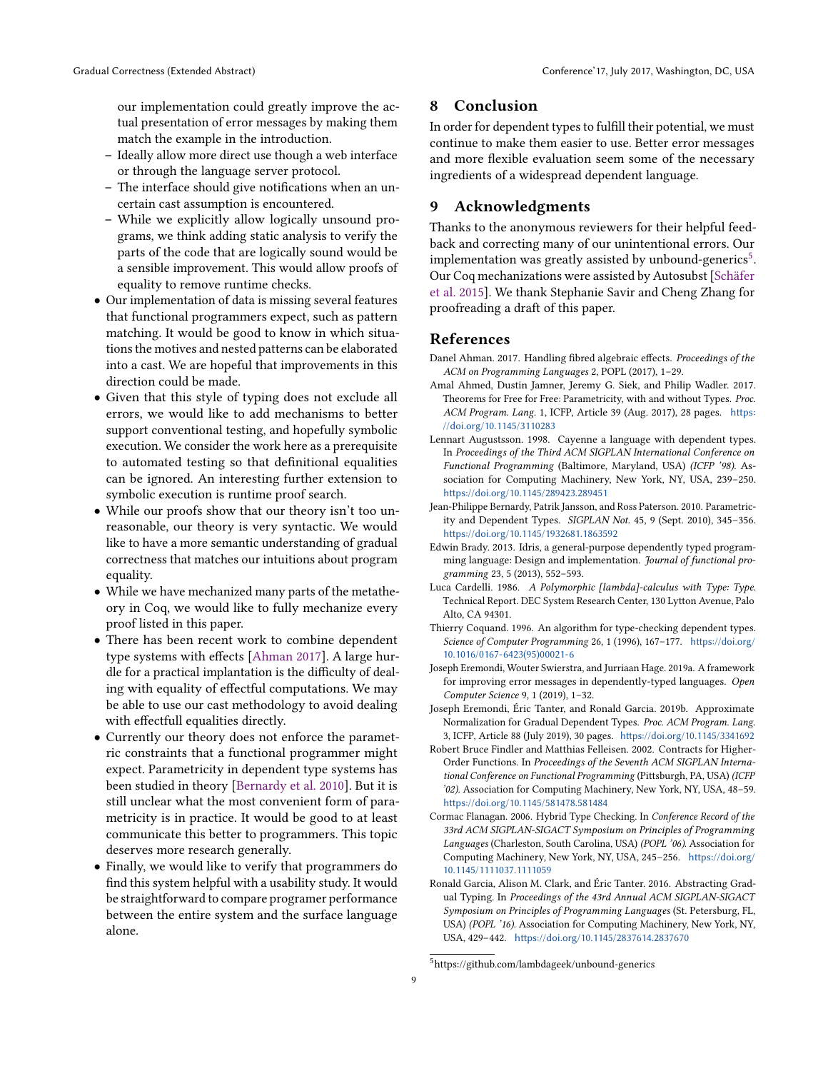our implementation could greatly improve the actual presentation of error messages by making them match the example in the introduction.
  - Ideally allow more direct use though a web interface or through the language server protocol.
  - The interface should give notifications when an uncertain cast assumption is encountered.
  - While we explicitly allow logically unsound programs, we think adding static analysis to verify the parts of the code that are logically sound would be a sensible improvement. This would allow proofs of equality to remove runtime checks.
- Our implementation of data is missing several features that functional programmers expect, such as pattern matching. It would be good to know in which situations the motives and nested patterns can be elaborated into a cast. We are hopeful that improvements in this direction could be made.
- Given that this style of typing does not exclude all errors, we would like to add mechanisms to better support conventional testing, and hopefully symbolic execution. We consider the work here as a prerequisite to automated testing so that definitional equalities can be ignored. An interesting further extension to symbolic execution is runtime proof search.
- While our proofs show that our theory isn't too unreasonable, our theory is very syntactic. We would like to have a more semantic understanding of gradual correctness that matches our intuitions about program equality.
- While we have mechanized many parts of the metatheory in Coq, we would like to fully mechanize every proof listed in this paper.
- There has been recent work to combine dependent type systems with effects [Ahman 2017]. A large hurdle for a practical implantation is the difficulty of dealing with equality of effectful computations. We may be able to use our cast methodology to avoid dealing with effectfull equalities directly.
- Currently our theory does not enforce the parametric constraints that a functional programmer might expect. Parametricity in dependent type systems has been studied in theory [Bernardy et al. 2010]. But it is still unclear what the most convenient form of parametricity is in practice. It would be good to at least communicate this better to programmers. This topic deserves more research generally.
- Finally, we would like to verify that programmers do find this system helpful with a usability study. It would be straightforward to compare programer performance between the entire system and the surface language alone.

# 8 Conclusion

In order for dependent types to fulfill their potential, we must continue to make them easier to use. Better error messages and more flexible evaluation seem some of the necessary ingredients of a widespread dependent language.

# 9 Acknowledgments

Thanks to the anonymous reviewers for their helpful feedback and correcting many of our unintentional errors. Our implementation was greatly assisted by unbound-generics[5]. Our Coq mechanizations were assisted by Autosubst [Schäfer et al. 2015]. We thank Stephanie Savir and Cheng Zhang for proofreading a draft of this paper.

# References

Danel Ahman. 2017. Handling fibred algebraic effects. *Proceedings of the ACM on Programming Languages* 2, POPL (2017), 1–29.

Amal Ahmed, Dustin Jamner, Jeremy G. Siek, and Philip Wadler. 2017. Theorems for Free for Free: Parametricity, with and without Types. *Proc. ACM Program. Lang.* 1, ICFP, Article 39 (Aug. 2017), 28 pages. https://doi.org/10.1145/3110283

Lennart Augustsson. 1998. Cayenne a language with dependent types. In *Proceedings of the Third ACM SIGPLAN International Conference on Functional Programming* (Baltimore, Maryland, USA) *(ICFP '98)*. Association for Computing Machinery, New York, NY, USA, 239–250. https://doi.org/10.1145/289423.289451

Jean-Philippe Bernardy, Patrik Jansson, and Ross Paterson. 2010. Parametricity and Dependent Types. *SIGPLAN Not.* 45, 9 (Sept. 2010), 345–356. https://doi.org/10.1145/1932681.1863592

Edwin Brady. 2013. Idris, a general-purpose dependently typed programming language: Design and implementation. *Journal of functional programming* 23, 5 (2013), 552–593.

Luca Cardelli. 1986. *A Polymorphic [lambda]-calculus with Type: Type.* Technical Report. DEC System Research Center, 130 Lytton Avenue, Palo Alto, CA 94301.

Thierry Coquand. 1996. An algorithm for type-checking dependent types. *Science of Computer Programming* 26, 1 (1996), 167–177. https://doi.org/10.1016/0167-6423(95)00021-6

Joseph Eremondi, Wouter Swierstra, and Jurriaan Hage. 2019a. A framework for improving error messages in dependently-typed languages. *Open Computer Science* 9, 1 (2019), 1–32.

Joseph Eremondi, Éric Tanter, and Ronald Garcia. 2019b. Approximate Normalization for Gradual Dependent Types. *Proc. ACM Program. Lang.* 3, ICFP, Article 88 (July 2019), 30 pages. https://doi.org/10.1145/3341692

Robert Bruce Findler and Matthias Felleisen. 2002. Contracts for Higher-Order Functions. In *Proceedings of the Seventh ACM SIGPLAN International Conference on Functional Programming* (Pittsburgh, PA, USA) *(ICFP '02)*. Association for Computing Machinery, New York, NY, USA, 48–59. https://doi.org/10.1145/581478.581484

Cormac Flanagan. 2006. Hybrid Type Checking. In *Conference Record of the 33rd ACM SIGPLAN-SIGACT Symposium on Principles of Programming Languages* (Charleston, South Carolina, USA) *(POPL '06)*. Association for Computing Machinery, New York, NY, USA, 245–256. https://doi.org/10.1145/1111037.1111059

Ronald Garcia, Alison M. Clark, and Éric Tanter. 2016. Abstracting Gradual Typing. In *Proceedings of the 43rd Annual ACM SIGPLAN-SIGACT Symposium on Principles of Programming Languages* (St. Petersburg, FL, USA) *(POPL '16)*. Association for Computing Machinery, New York, NY, USA, 429–442. https://doi.org/10.1145/2837614.2837670

[5] https://github.com/lambdageek/unbound-generics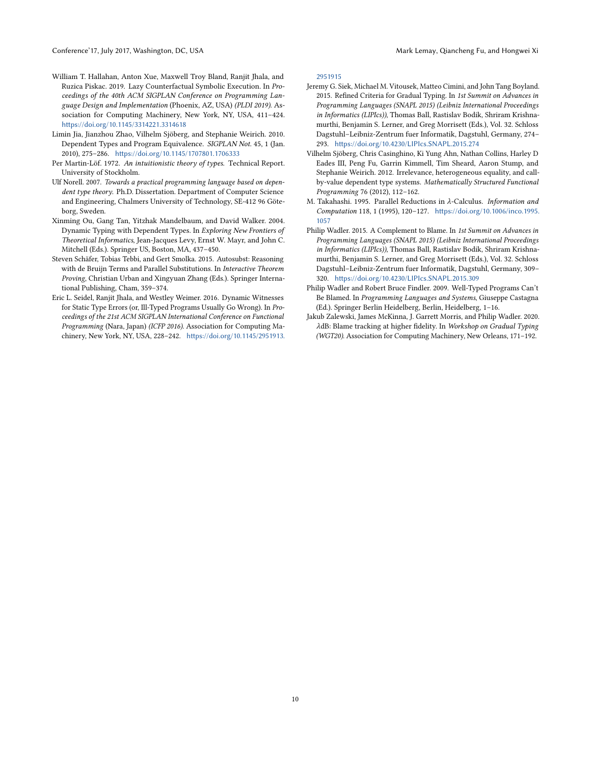William T. Hallahan, Anton Xue, Maxwell Troy Bland, Ranjit Jhala, and Ruzica Piskac. 2019. Lazy Counterfactual Symbolic Execution. In *Proceedings of the 40th ACM SIGPLAN Conference on Programming Language Design and Implementation* (Phoenix, AZ, USA) *(PLDI 2019)*. Association for Computing Machinery, New York, NY, USA, 411–424. https://doi.org/10.1145/3314221.3314618

Limin Jia, Jianzhou Zhao, Vilhelm Sjöberg, and Stephanie Weirich. 2010. Dependent Types and Program Equivalence. *SIGPLAN Not.* 45, 1 (Jan. 2010), 275–286. https://doi.org/10.1145/1707801.1706333

Per Martin-Löf. 1972. *An intuitionistic theory of types*. Technical Report. University of Stockholm.

Ulf Norell. 2007. *Towards a practical programming language based on dependent type theory*. Ph.D. Dissertation. Department of Computer Science and Engineering, Chalmers University of Technology, SE-412 96 Göteborg, Sweden.

Xinming Ou, Gang Tan, Yitzhak Mandelbaum, and David Walker. 2004. Dynamic Typing with Dependent Types. In *Exploring New Frontiers of Theoretical Informatics*, Jean-Jacques Levy, Ernst W. Mayr, and John C. Mitchell (Eds.). Springer US, Boston, MA, 437–450.

Steven Schäfer, Tobias Tebbi, and Gert Smolka. 2015. Autosubst: Reasoning with de Bruijn Terms and Parallel Substitutions. In *Interactive Theorem Proving*, Christian Urban and Xingyuan Zhang (Eds.). Springer International Publishing, Cham, 359–374.

Eric L. Seidel, Ranjit Jhala, and Westley Weimer. 2016. Dynamic Witnesses for Static Type Errors (or, Ill-Typed Programs Usually Go Wrong). In *Proceedings of the 21st ACM SIGPLAN International Conference on Functional Programming* (Nara, Japan) *(ICFP 2016)*. Association for Computing Machinery, New York, NY, USA, 228–242. https://doi.org/10.1145/2951913.2951915

Jeremy G. Siek, Michael M. Vitousek, Matteo Cimini, and John Tang Boyland. 2015. Refined Criteria for Gradual Typing. In *1st Summit on Advances in Programming Languages (SNAPL 2015) (Leibniz International Proceedings in Informatics (LIPIcs))*, Thomas Ball, Rastislav Bodik, Shriram Krishnamurthi, Benjamin S. Lerner, and Greg Morrisett (Eds.), Vol. 32. Schloss Dagstuhl–Leibniz-Zentrum fuer Informatik, Dagstuhl, Germany, 274–293. https://doi.org/10.4230/LIPIcs.SNAPL.2015.274

Vilhelm Sjöberg, Chris Casinghino, Ki Yung Ahn, Nathan Collins, Harley D Eades III, Peng Fu, Garrin Kimmell, Tim Sheard, Aaron Stump, and Stephanie Weirich. 2012. Irrelevance, heterogeneous equality, and call-by-value dependent type systems. *Mathematically Structured Functional Programming* 76 (2012), 112–162.

M. Takahashi. 1995. Parallel Reductions in λ-Calculus. *Information and Computation* 118, 1 (1995), 120–127. https://doi.org/10.1006/inco.1995.1057

Philip Wadler. 2015. A Complement to Blame. In *1st Summit on Advances in Programming Languages (SNAPL 2015) (Leibniz International Proceedings in Informatics (LIPIcs))*, Thomas Ball, Rastislav Bodik, Shriram Krishnamurthi, Benjamin S. Lerner, and Greg Morrisett (Eds.), Vol. 32. Schloss Dagstuhl–Leibniz-Zentrum fuer Informatik, Dagstuhl, Germany, 309–320. https://doi.org/10.4230/LIPIcs.SNAPL.2015.309

Philip Wadler and Robert Bruce Findler. 2009. Well-Typed Programs Can't Be Blamed. In *Programming Languages and Systems*, Giuseppe Castagna (Ed.). Springer Berlin Heidelberg, Berlin, Heidelberg, 1–16.

Jakub Zalewski, James McKinna, J. Garrett Morris, and Philip Wadler. 2020. λdB: Blame tracking at higher fidelity. In *Workshop on Gradual Typing (WGT20)*. Association for Computing Machinery, New Orleans, 171–192.